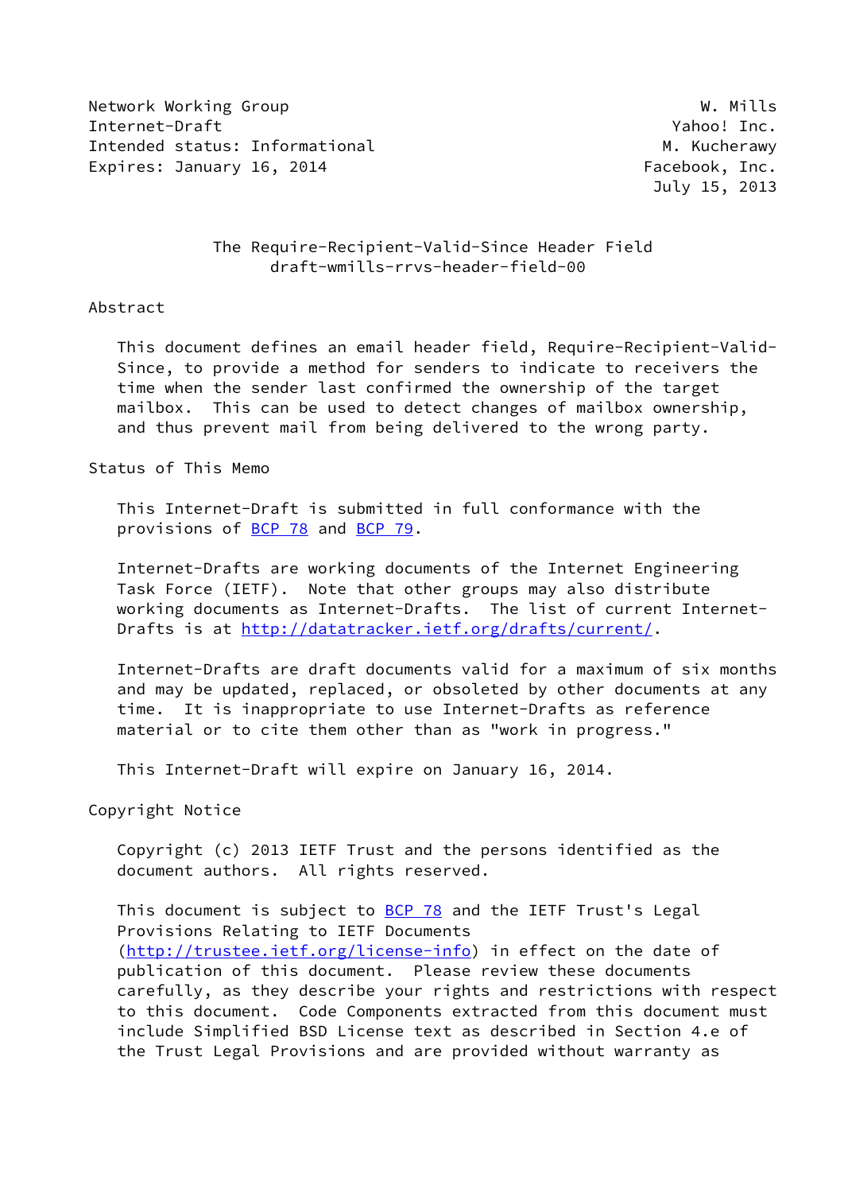Network Working Group W. Mills
Internet-Draft Yahoo! Inc.
Intended status: Informational M. Kucherawy
Expires: January 16, 2014 Facebook, Inc.
July 15, 2013

# The Require-Recipient-Valid-Since Header Field
draft-wmills-rrvs-header-field-00

## Abstract

This document defines an email header field, Require-Recipient-Valid-Since, to provide a method for senders to indicate to receivers the time when the sender last confirmed the ownership of the target mailbox. This can be used to detect changes of mailbox ownership, and thus prevent mail from being delivered to the wrong party.

## Status of This Memo

This Internet-Draft is submitted in full conformance with the provisions of BCP 78 and BCP 79.

Internet-Drafts are working documents of the Internet Engineering Task Force (IETF). Note that other groups may also distribute working documents as Internet-Drafts. The list of current Internet-Drafts is at http://datatracker.ietf.org/drafts/current/.

Internet-Drafts are draft documents valid for a maximum of six months and may be updated, replaced, or obsoleted by other documents at any time. It is inappropriate to use Internet-Drafts as reference material or to cite them other than as "work in progress."

This Internet-Draft will expire on January 16, 2014.

## Copyright Notice

Copyright (c) 2013 IETF Trust and the persons identified as the document authors. All rights reserved.

This document is subject to BCP 78 and the IETF Trust's Legal Provisions Relating to IETF Documents (http://trustee.ietf.org/license-info) in effect on the date of publication of this document. Please review these documents carefully, as they describe your rights and restrictions with respect to this document. Code Components extracted from this document must include Simplified BSD License text as described in Section 4.e of the Trust Legal Provisions and are provided without warranty as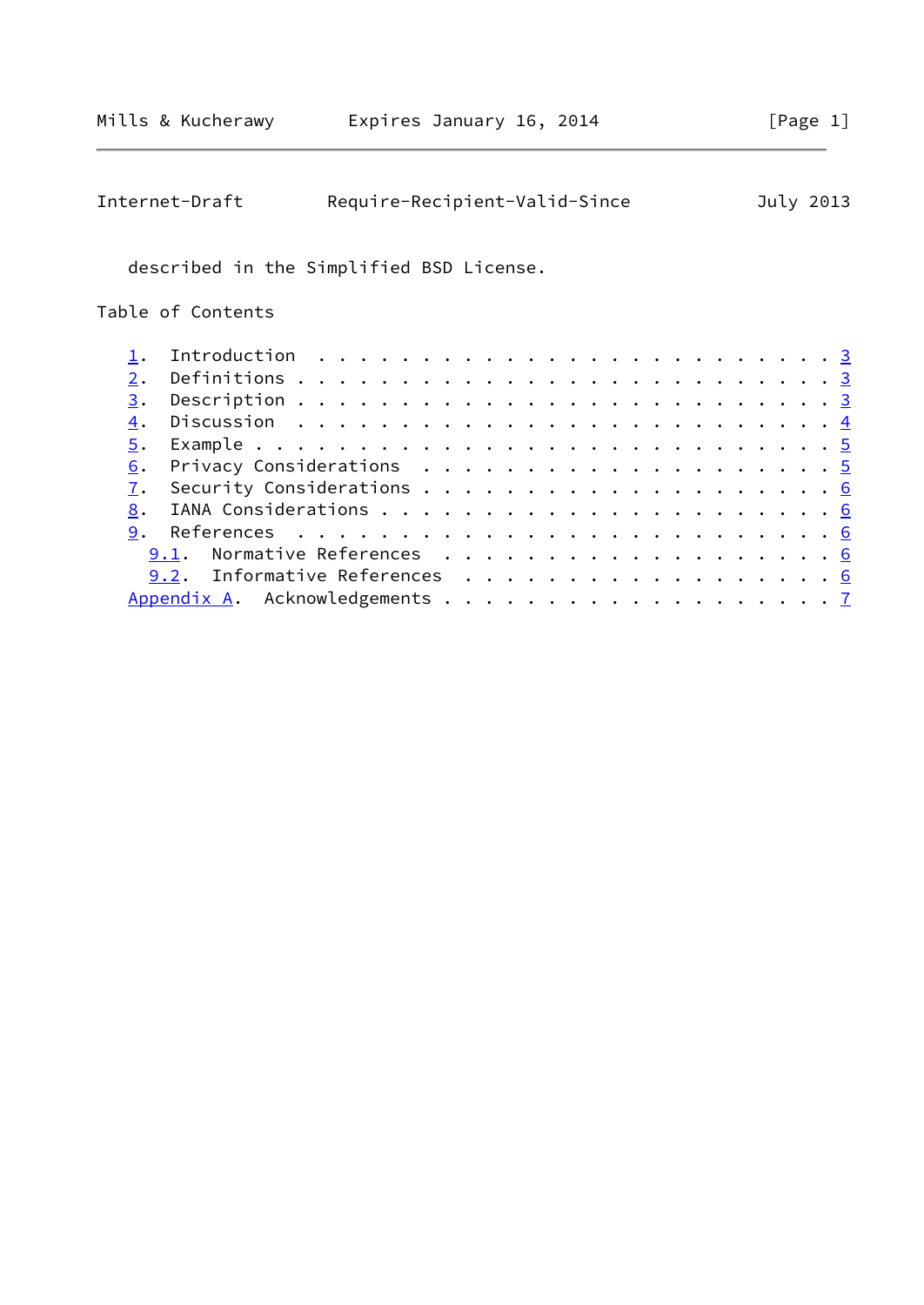described in the Simplified BSD License.

## Table of Contents

- 1. Introduction . . . . . . . . . . . . . . . . . . . . . . . . 3
- 2. Definitions . . . . . . . . . . . . . . . . . . . . . . . . . 3
- 3. Description . . . . . . . . . . . . . . . . . . . . . . . . . 3
- 4. Discussion . . . . . . . . . . . . . . . . . . . . . . . . . 4
- 5. Example . . . . . . . . . . . . . . . . . . . . . . . . . . . 5
- 6. Privacy Considerations . . . . . . . . . . . . . . . . . . . 5
- 7. Security Considerations . . . . . . . . . . . . . . . . . . . 6
- 8. IANA Considerations . . . . . . . . . . . . . . . . . . . . . 6
- 9. References . . . . . . . . . . . . . . . . . . . . . . . . . 6
  - 9.1. Normative References . . . . . . . . . . . . . . . . . . 6
  - 9.2. Informative References . . . . . . . . . . . . . . . . . 6
- Appendix A. Acknowledgements . . . . . . . . . . . . . . . . . . 7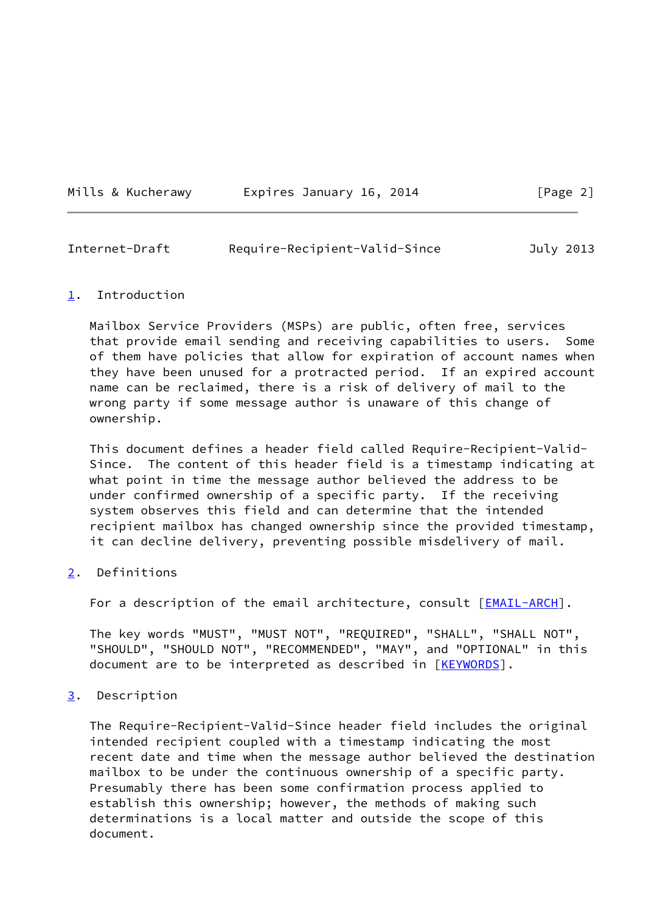## 1. Introduction

Mailbox Service Providers (MSPs) are public, often free, services that provide email sending and receiving capabilities to users. Some of them have policies that allow for expiration of account names when they have been unused for a protracted period. If an expired account name can be reclaimed, there is a risk of delivery of mail to the wrong party if some message author is unaware of this change of ownership.

This document defines a header field called Require-Recipient-Valid-Since. The content of this header field is a timestamp indicating at what point in time the message author believed the address to be under confirmed ownership of a specific party. If the receiving system observes this field and can determine that the intended recipient mailbox has changed ownership since the provided timestamp, it can decline delivery, preventing possible misdelivery of mail.

## 2. Definitions

For a description of the email architecture, consult [EMAIL-ARCH].

The key words "MUST", "MUST NOT", "REQUIRED", "SHALL", "SHALL NOT", "SHOULD", "SHOULD NOT", "RECOMMENDED", "MAY", and "OPTIONAL" in this document are to be interpreted as described in [KEYWORDS].

## 3. Description

The Require-Recipient-Valid-Since header field includes the original intended recipient coupled with a timestamp indicating the most recent date and time when the message author believed the destination mailbox to be under the continuous ownership of a specific party. Presumably there has been some confirmation process applied to establish this ownership; however, the methods of making such determinations is a local matter and outside the scope of this document.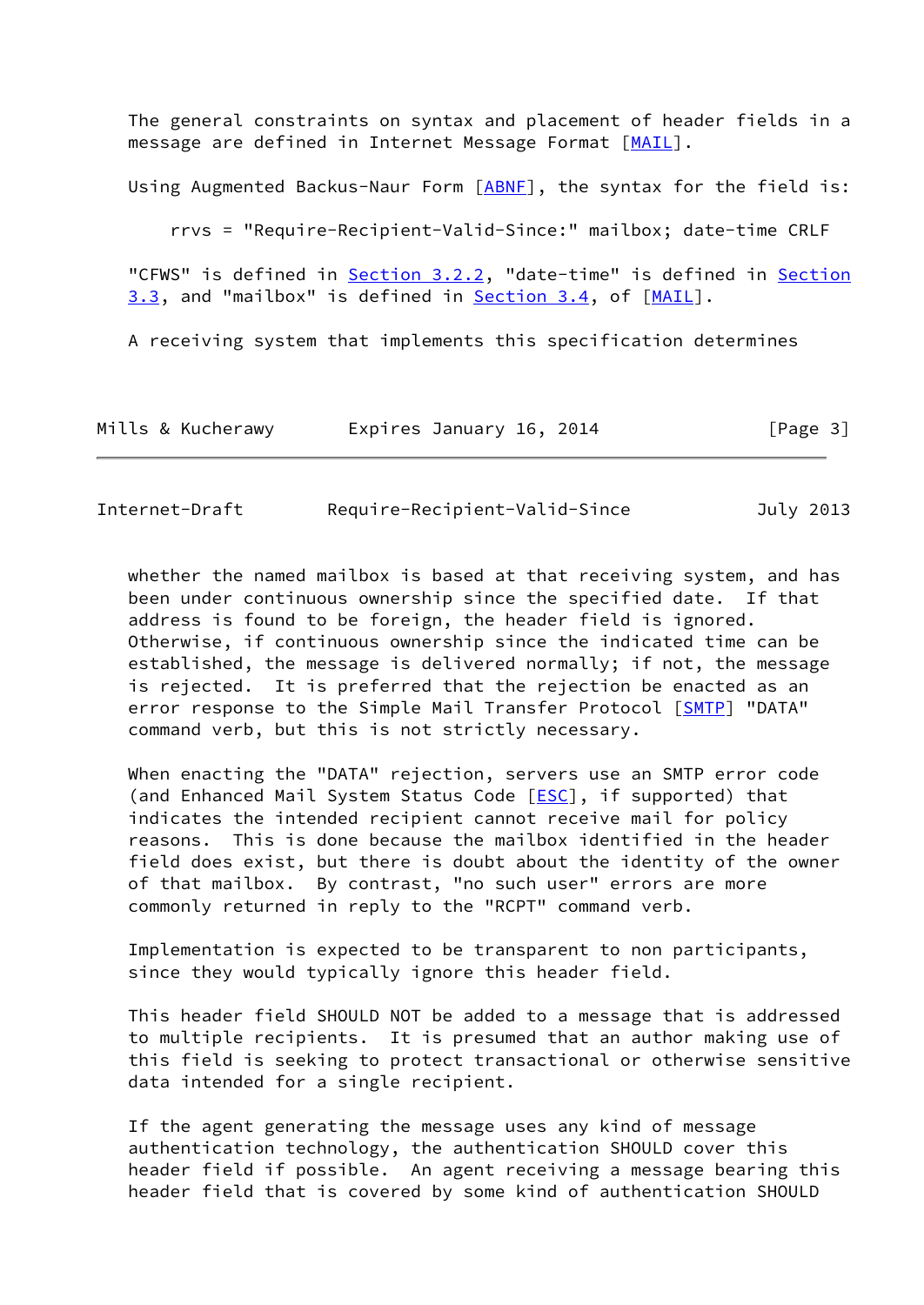The general constraints on syntax and placement of header fields in a message are defined in Internet Message Format [MAIL].

Using Augmented Backus-Naur Form [ABNF], the syntax for the field is:

```
rrvs = "Require-Recipient-Valid-Since:" mailbox; date-time CRLF
```

"CFWS" is defined in Section 3.2.2, "date-time" is defined in Section 3.3, and "mailbox" is defined in Section 3.4, of [MAIL].

A receiving system that implements this specification determines whether the named mailbox is based at that receiving system, and has been under continuous ownership since the specified date. If that address is found to be foreign, the header field is ignored. Otherwise, if continuous ownership since the indicated time can be established, the message is delivered normally; if not, the message is rejected. It is preferred that the rejection be enacted as an error response to the Simple Mail Transfer Protocol [SMTP] "DATA" command verb, but this is not strictly necessary.

When enacting the "DATA" rejection, servers use an SMTP error code (and Enhanced Mail System Status Code [ESC], if supported) that indicates the intended recipient cannot receive mail for policy reasons. This is done because the mailbox identified in the header field does exist, but there is doubt about the identity of the owner of that mailbox. By contrast, "no such user" errors are more commonly returned in reply to the "RCPT" command verb.

Implementation is expected to be transparent to non participants, since they would typically ignore this header field.

This header field SHOULD NOT be added to a message that is addressed to multiple recipients. It is presumed that an author making use of this field is seeking to protect transactional or otherwise sensitive data intended for a single recipient.

If the agent generating the message uses any kind of message authentication technology, the authentication SHOULD cover this header field if possible. An agent receiving a message bearing this header field that is covered by some kind of authentication SHOULD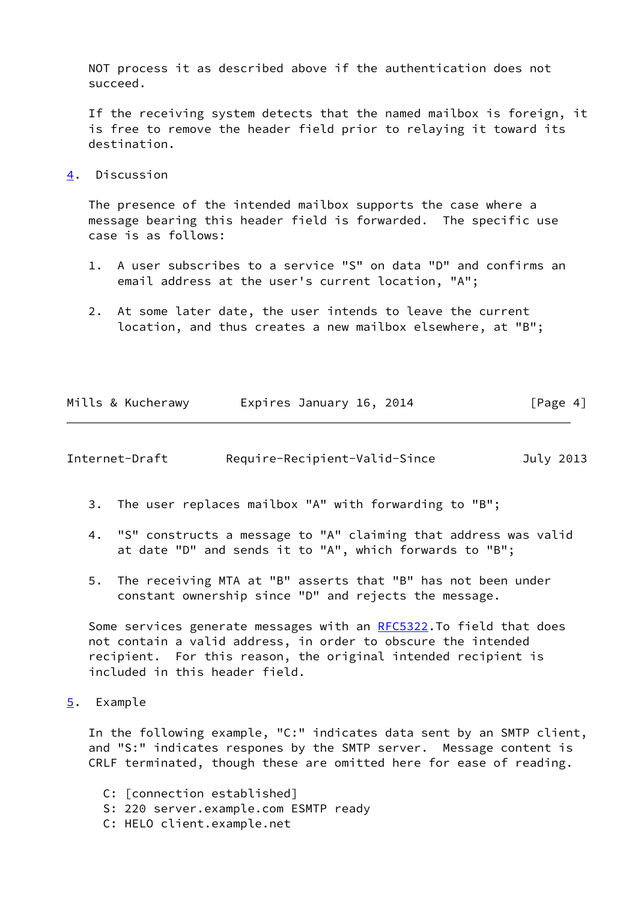NOT process it as described above if the authentication does not succeed.

If the receiving system detects that the named mailbox is foreign, it is free to remove the header field prior to relaying it toward its destination.

## 4. Discussion

The presence of the intended mailbox supports the case where a message bearing this header field is forwarded. The specific use case is as follows:

1. A user subscribes to a service "S" on data "D" and confirms an email address at the user's current location, "A";

2. At some later date, the user intends to leave the current location, and thus creates a new mailbox elsewhere, at "B";

3. The user replaces mailbox "A" with forwarding to "B";

4. "S" constructs a message to "A" claiming that address was valid at date "D" and sends it to "A", which forwards to "B";

5. The receiving MTA at "B" asserts that "B" has not been under constant ownership since "D" and rejects the message.

Some services generate messages with an RFC5322.To field that does not contain a valid address, in order to obscure the intended recipient. For this reason, the original intended recipient is included in this header field.

## 5. Example

In the following example, "C:" indicates data sent by an SMTP client, and "S:" indicates respones by the SMTP server. Message content is CRLF terminated, though these are omitted here for ease of reading.

```
C: [connection established]
S: 220 server.example.com ESMTP ready
C: HELO client.example.net
```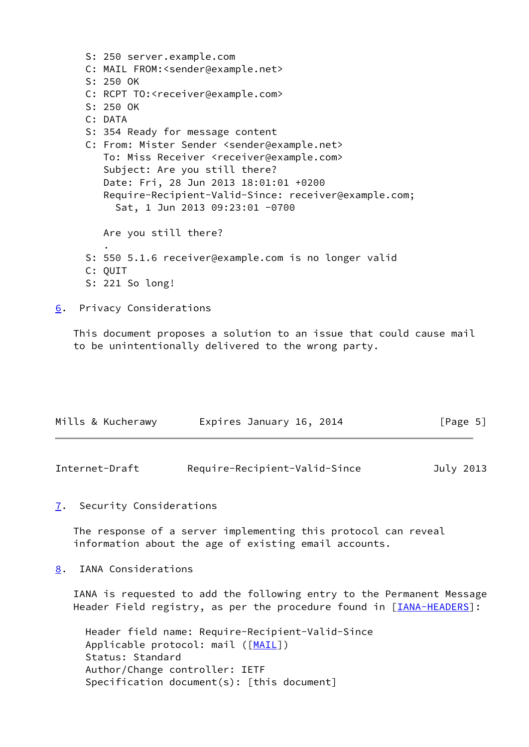```
S: 250 server.example.com
C: MAIL FROM:<sender@example.net>
S: 250 OK
C: RCPT TO:<receiver@example.com>
S: 250 OK
C: DATA
S: 354 Ready for message content
C: From: Mister Sender <sender@example.net>
   To: Miss Receiver <receiver@example.com>
   Subject: Are you still there?
   Date: Fri, 28 Jun 2013 18:01:01 +0200
   Require-Recipient-Valid-Since: receiver@example.com;
     Sat, 1 Jun 2013 09:23:01 -0700

   Are you still there?
   .
S: 550 5.1.6 receiver@example.com is no longer valid
C: QUIT
S: 221 So long!
```

## 6. Privacy Considerations

This document proposes a solution to an issue that could cause mail to be unintentionally delivered to the wrong party.

## 7. Security Considerations

The response of a server implementing this protocol can reveal information about the age of existing email accounts.

## 8. IANA Considerations

IANA is requested to add the following entry to the Permanent Message Header Field registry, as per the procedure found in [IANA-HEADERS]:

```
Header field name: Require-Recipient-Valid-Since
Applicable protocol: mail ([MAIL])
Status: Standard
Author/Change controller: IETF
Specification document(s): [this document]
```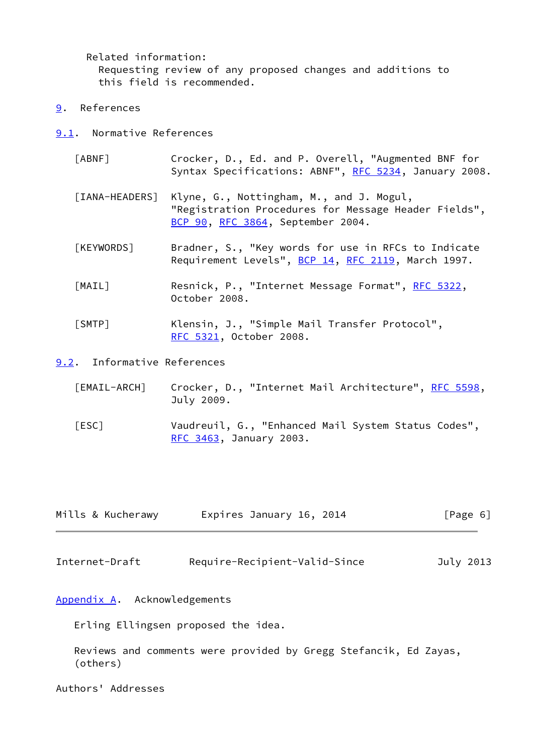Related information:
Requesting review of any proposed changes and additions to this field is recommended.

# 9. References

## 9.1. Normative References

[ABNF] Crocker, D., Ed. and P. Overell, "Augmented BNF for Syntax Specifications: ABNF", RFC 5234, January 2008.

[IANA-HEADERS] Klyne, G., Nottingham, M., and J. Mogul, "Registration Procedures for Message Header Fields", BCP 90, RFC 3864, September 2004.

[KEYWORDS] Bradner, S., "Key words for use in RFCs to Indicate Requirement Levels", BCP 14, RFC 2119, March 1997.

[MAIL] Resnick, P., "Internet Message Format", RFC 5322, October 2008.

[SMTP] Klensin, J., "Simple Mail Transfer Protocol", RFC 5321, October 2008.

## 9.2. Informative References

[EMAIL-ARCH] Crocker, D., "Internet Mail Architecture", RFC 5598, July 2009.

[ESC] Vaudreuil, G., "Enhanced Mail System Status Codes", RFC 3463, January 2003.

# Appendix A. Acknowledgements

Erling Ellingsen proposed the idea.

Reviews and comments were provided by Gregg Stefancik, Ed Zayas, (others)

# Authors' Addresses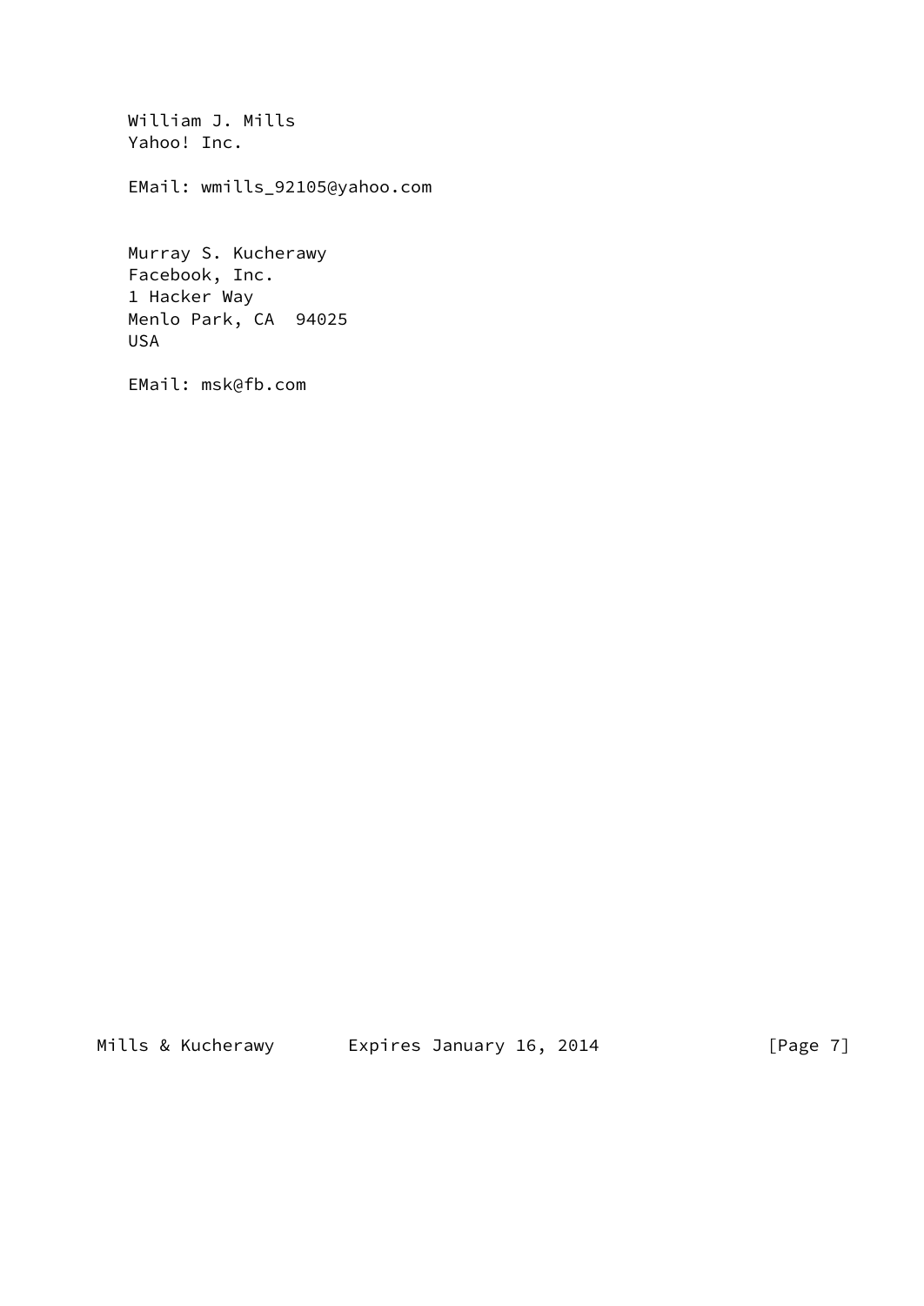William J. Mills
Yahoo! Inc.

EMail: wmills_92105@yahoo.com

Murray S. Kucherawy
Facebook, Inc.
1 Hacker Way
Menlo Park, CA  94025
USA

EMail: msk@fb.com